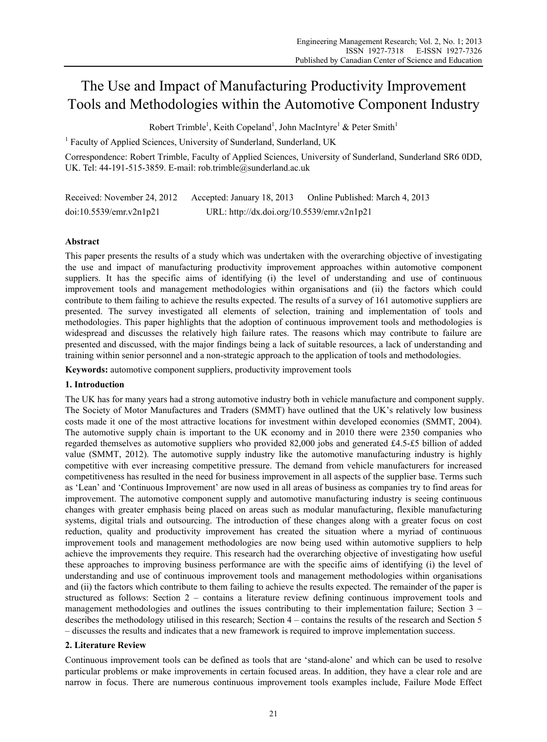# The Use and Impact of Manufacturing Productivity Improvement Tools and Methodologies within the Automotive Component Industry

Robert Trimble[1], Keith Copeland[1], John MacIntyre[1] & Peter Smith[1]

[1] Faculty of Applied Sciences, University of Sunderland, Sunderland, UK

Correspondence: Robert Trimble, Faculty of Applied Sciences, University of Sunderland, Sunderland SR6 0DD, UK. Tel: 44-191-515-3859. E-mail: rob.trimble@sunderland.ac.uk

Received: November 24, 2012 Accepted: January 18, 2013 Online Published: March 4, 2013

doi:10.5539/emr.v2n1p21 URL: http://dx.doi.org/10.5539/emr.v2n1p21

## Abstract

This paper presents the results of a study which was undertaken with the overarching objective of investigating the use and impact of manufacturing productivity improvement approaches within automotive component suppliers. It has the specific aims of identifying (i) the level of understanding and use of continuous improvement tools and management methodologies within organisations and (ii) the factors which could contribute to them failing to achieve the results expected. The results of a survey of 161 automotive suppliers are presented. The survey investigated all elements of selection, training and implementation of tools and methodologies. This paper highlights that the adoption of continuous improvement tools and methodologies is widespread and discusses the relatively high failure rates. The reasons which may contribute to failure are presented and discussed, with the major findings being a lack of suitable resources, a lack of understanding and training within senior personnel and a non-strategic approach to the application of tools and methodologies.

**Keywords:** automotive component suppliers, productivity improvement tools

## 1. Introduction

The UK has for many years had a strong automotive industry both in vehicle manufacture and component supply. The Society of Motor Manufactures and Traders (SMMT) have outlined that the UK's relatively low business costs made it one of the most attractive locations for investment within developed economies (SMMT, 2004). The automotive supply chain is important to the UK economy and in 2010 there were 2350 companies who regarded themselves as automotive suppliers who provided 82,000 jobs and generated £4.5-£5 billion of added value (SMMT, 2012). The automotive supply industry like the automotive manufacturing industry is highly competitive with ever increasing competitive pressure. The demand from vehicle manufacturers for increased competitiveness has resulted in the need for business improvement in all aspects of the supplier base. Terms such as 'Lean' and 'Continuous Improvement' are now used in all areas of business as companies try to find areas for improvement. The automotive component supply and automotive manufacturing industry is seeing continuous changes with greater emphasis being placed on areas such as modular manufacturing, flexible manufacturing systems, digital trials and outsourcing. The introduction of these changes along with a greater focus on cost reduction, quality and productivity improvement has created the situation where a myriad of continuous improvement tools and management methodologies are now being used within automotive suppliers to help achieve the improvements they require. This research had the overarching objective of investigating how useful these approaches to improving business performance are with the specific aims of identifying (i) the level of understanding and use of continuous improvement tools and management methodologies within organisations and (ii) the factors which contribute to them failing to achieve the results expected. The remainder of the paper is structured as follows: Section 2 – contains a literature review defining continuous improvement tools and management methodologies and outlines the issues contributing to their implementation failure; Section 3 – describes the methodology utilised in this research; Section 4 – contains the results of the research and Section 5 – discusses the results and indicates that a new framework is required to improve implementation success.

## 2. Literature Review

Continuous improvement tools can be defined as tools that are 'stand-alone' and which can be used to resolve particular problems or make improvements in certain focused areas. In addition, they have a clear role and are narrow in focus. There are numerous continuous improvement tools examples include, Failure Mode Effect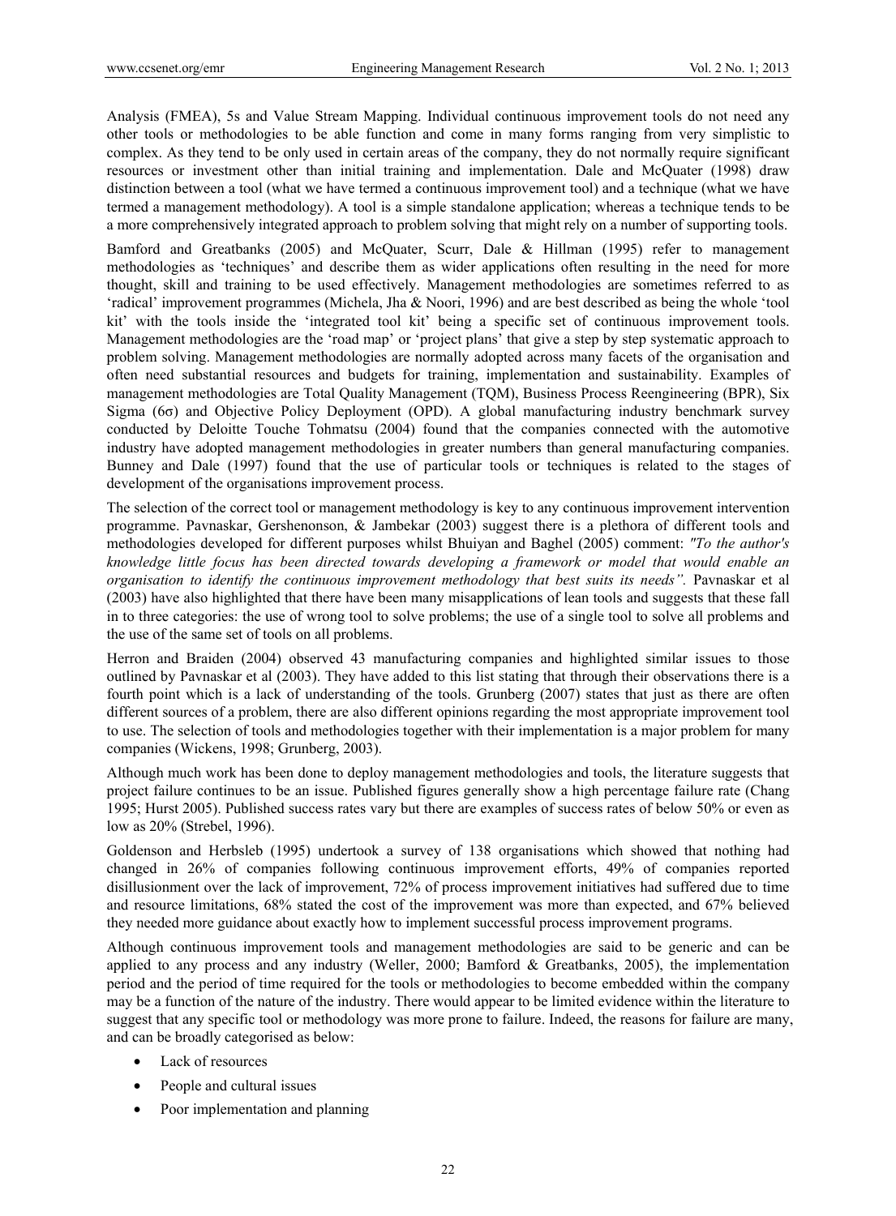Analysis (FMEA), 5s and Value Stream Mapping. Individual continuous improvement tools do not need any other tools or methodologies to be able function and come in many forms ranging from very simplistic to complex. As they tend to be only used in certain areas of the company, they do not normally require significant resources or investment other than initial training and implementation. Dale and McQuater (1998) draw distinction between a tool (what we have termed a continuous improvement tool) and a technique (what we have termed a management methodology). A tool is a simple standalone application; whereas a technique tends to be a more comprehensively integrated approach to problem solving that might rely on a number of supporting tools.

Bamford and Greatbanks (2005) and McQuater, Scurr, Dale & Hillman (1995) refer to management methodologies as 'techniques' and describe them as wider applications often resulting in the need for more thought, skill and training to be used effectively. Management methodologies are sometimes referred to as 'radical' improvement programmes (Michela, Jha & Noori, 1996) and are best described as being the whole 'tool kit' with the tools inside the 'integrated tool kit' being a specific set of continuous improvement tools. Management methodologies are the 'road map' or 'project plans' that give a step by step systematic approach to problem solving. Management methodologies are normally adopted across many facets of the organisation and often need substantial resources and budgets for training, implementation and sustainability. Examples of management methodologies are Total Quality Management (TQM), Business Process Reengineering (BPR), Six Sigma (6σ) and Objective Policy Deployment (OPD). A global manufacturing industry benchmark survey conducted by Deloitte Touche Tohmatsu (2004) found that the companies connected with the automotive industry have adopted management methodologies in greater numbers than general manufacturing companies. Bunney and Dale (1997) found that the use of particular tools or techniques is related to the stages of development of the organisations improvement process.

The selection of the correct tool or management methodology is key to any continuous improvement intervention programme. Pavnaskar, Gershenonson, & Jambekar (2003) suggest there is a plethora of different tools and methodologies developed for different purposes whilst Bhuiyan and Baghel (2005) comment: *"To the author's knowledge little focus has been directed towards developing a framework or model that would enable an organisation to identify the continuous improvement methodology that best suits its needs".* Pavnaskar et al (2003) have also highlighted that there have been many misapplications of lean tools and suggests that these fall in to three categories: the use of wrong tool to solve problems; the use of a single tool to solve all problems and the use of the same set of tools on all problems.

Herron and Braiden (2004) observed 43 manufacturing companies and highlighted similar issues to those outlined by Pavnaskar et al (2003). They have added to this list stating that through their observations there is a fourth point which is a lack of understanding of the tools. Grunberg (2007) states that just as there are often different sources of a problem, there are also different opinions regarding the most appropriate improvement tool to use. The selection of tools and methodologies together with their implementation is a major problem for many companies (Wickens, 1998; Grunberg, 2003).

Although much work has been done to deploy management methodologies and tools, the literature suggests that project failure continues to be an issue. Published figures generally show a high percentage failure rate (Chang 1995; Hurst 2005). Published success rates vary but there are examples of success rates of below 50% or even as low as 20% (Strebel, 1996).

Goldenson and Herbsleb (1995) undertook a survey of 138 organisations which showed that nothing had changed in 26% of companies following continuous improvement efforts, 49% of companies reported disillusionment over the lack of improvement, 72% of process improvement initiatives had suffered due to time and resource limitations, 68% stated the cost of the improvement was more than expected, and 67% believed they needed more guidance about exactly how to implement successful process improvement programs.

Although continuous improvement tools and management methodologies are said to be generic and can be applied to any process and any industry (Weller, 2000; Bamford & Greatbanks, 2005), the implementation period and the period of time required for the tools or methodologies to become embedded within the company may be a function of the nature of the industry. There would appear to be limited evidence within the literature to suggest that any specific tool or methodology was more prone to failure. Indeed, the reasons for failure are many, and can be broadly categorised as below:

- Lack of resources
- People and cultural issues
- Poor implementation and planning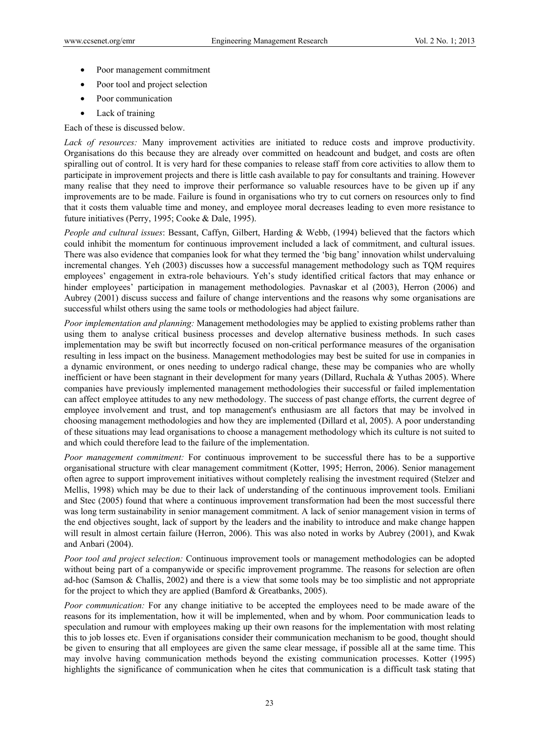- Poor management commitment
- Poor tool and project selection
- Poor communication
- Lack of training

Each of these is discussed below.

*Lack of resources:* Many improvement activities are initiated to reduce costs and improve productivity. Organisations do this because they are already over committed on headcount and budget, and costs are often spiralling out of control. It is very hard for these companies to release staff from core activities to allow them to participate in improvement projects and there is little cash available to pay for consultants and training. However many realise that they need to improve their performance so valuable resources have to be given up if any improvements are to be made. Failure is found in organisations who try to cut corners on resources only to find that it costs them valuable time and money, and employee moral decreases leading to even more resistance to future initiatives (Perry, 1995; Cooke & Dale, 1995).

*People and cultural issues*: Bessant, Caffyn, Gilbert, Harding & Webb, (1994) believed that the factors which could inhibit the momentum for continuous improvement included a lack of commitment, and cultural issues. There was also evidence that companies look for what they termed the 'big bang' innovation whilst undervaluing incremental changes. Yeh (2003) discusses how a successful management methodology such as TQM requires employees' engagement in extra-role behaviours. Yeh's study identified critical factors that may enhance or hinder employees' participation in management methodologies. Pavnaskar et al (2003), Herron (2006) and Aubrey (2001) discuss success and failure of change interventions and the reasons why some organisations are successful whilst others using the same tools or methodologies had abject failure.

*Poor implementation and planning:* Management methodologies may be applied to existing problems rather than using them to analyse critical business processes and develop alternative business methods. In such cases implementation may be swift but incorrectly focused on non-critical performance measures of the organisation resulting in less impact on the business. Management methodologies may best be suited for use in companies in a dynamic environment, or ones needing to undergo radical change, these may be companies who are wholly inefficient or have been stagnant in their development for many years (Dillard, Ruchala & Yuthas 2005). Where companies have previously implemented management methodologies their successful or failed implementation can affect employee attitudes to any new methodology. The success of past change efforts, the current degree of employee involvement and trust, and top management's enthusiasm are all factors that may be involved in choosing management methodologies and how they are implemented (Dillard et al, 2005). A poor understanding of these situations may lead organisations to choose a management methodology which its culture is not suited to and which could therefore lead to the failure of the implementation.

*Poor management commitment:* For continuous improvement to be successful there has to be a supportive organisational structure with clear management commitment (Kotter, 1995; Herron, 2006). Senior management often agree to support improvement initiatives without completely realising the investment required (Stelzer and Mellis, 1998) which may be due to their lack of understanding of the continuous improvement tools. Emiliani and Stec (2005) found that where a continuous improvement transformation had been the most successful there was long term sustainability in senior management commitment. A lack of senior management vision in terms of the end objectives sought, lack of support by the leaders and the inability to introduce and make change happen will result in almost certain failure (Herron, 2006). This was also noted in works by Aubrey (2001), and Kwak and Anbari (2004).

*Poor tool and project selection:* Continuous improvement tools or management methodologies can be adopted without being part of a companywide or specific improvement programme. The reasons for selection are often ad-hoc (Samson & Challis, 2002) and there is a view that some tools may be too simplistic and not appropriate for the project to which they are applied (Bamford & Greatbanks, 2005).

*Poor communication:* For any change initiative to be accepted the employees need to be made aware of the reasons for its implementation, how it will be implemented, when and by whom. Poor communication leads to speculation and rumour with employees making up their own reasons for the implementation with most relating this to job losses etc. Even if organisations consider their communication mechanism to be good, thought should be given to ensuring that all employees are given the same clear message, if possible all at the same time. This may involve having communication methods beyond the existing communication processes. Kotter (1995) highlights the significance of communication when he cites that communication is a difficult task stating that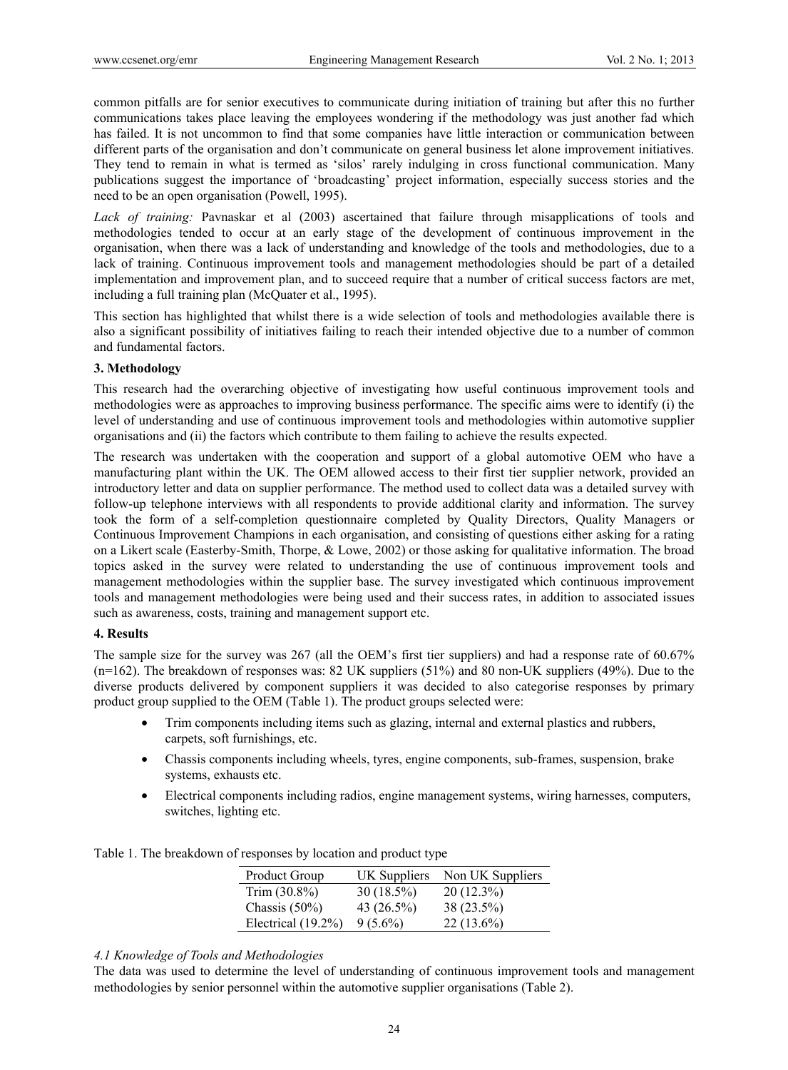common pitfalls are for senior executives to communicate during initiation of training but after this no further communications takes place leaving the employees wondering if the methodology was just another fad which has failed. It is not uncommon to find that some companies have little interaction or communication between different parts of the organisation and don't communicate on general business let alone improvement initiatives. They tend to remain in what is termed as 'silos' rarely indulging in cross functional communication. Many publications suggest the importance of 'broadcasting' project information, especially success stories and the need to be an open organisation (Powell, 1995).

*Lack of training:* Pavnaskar et al (2003) ascertained that failure through misapplications of tools and methodologies tended to occur at an early stage of the development of continuous improvement in the organisation, when there was a lack of understanding and knowledge of the tools and methodologies, due to a lack of training. Continuous improvement tools and management methodologies should be part of a detailed implementation and improvement plan, and to succeed require that a number of critical success factors are met, including a full training plan (McQuater et al., 1995).

This section has highlighted that whilst there is a wide selection of tools and methodologies available there is also a significant possibility of initiatives failing to reach their intended objective due to a number of common and fundamental factors.

## 3. Methodology

This research had the overarching objective of investigating how useful continuous improvement tools and methodologies were as approaches to improving business performance. The specific aims were to identify (i) the level of understanding and use of continuous improvement tools and methodologies within automotive supplier organisations and (ii) the factors which contribute to them failing to achieve the results expected.

The research was undertaken with the cooperation and support of a global automotive OEM who have a manufacturing plant within the UK. The OEM allowed access to their first tier supplier network, provided an introductory letter and data on supplier performance. The method used to collect data was a detailed survey with follow-up telephone interviews with all respondents to provide additional clarity and information. The survey took the form of a self-completion questionnaire completed by Quality Directors, Quality Managers or Continuous Improvement Champions in each organisation, and consisting of questions either asking for a rating on a Likert scale (Easterby-Smith, Thorpe, & Lowe, 2002) or those asking for qualitative information. The broad topics asked in the survey were related to understanding the use of continuous improvement tools and management methodologies within the supplier base. The survey investigated which continuous improvement tools and management methodologies were being used and their success rates, in addition to associated issues such as awareness, costs, training and management support etc.

## 4. Results

The sample size for the survey was 267 (all the OEM's first tier suppliers) and had a response rate of 60.67% (n=162). The breakdown of responses was: 82 UK suppliers (51%) and 80 non-UK suppliers (49%). Due to the diverse products delivered by component suppliers it was decided to also categorise responses by primary product group supplied to the OEM (Table 1). The product groups selected were:

- Trim components including items such as glazing, internal and external plastics and rubbers, carpets, soft furnishings, etc.
- Chassis components including wheels, tyres, engine components, sub-frames, suspension, brake systems, exhausts etc.
- Electrical components including radios, engine management systems, wiring harnesses, computers, switches, lighting etc.

Table 1. The breakdown of responses by location and product type

| Product Group | UK Suppliers | Non UK Suppliers |
| --- | --- | --- |
| Trim (30.8%) | 30 (18.5%) | 20 (12.3%) |
| Chassis (50%) | 43 (26.5%) | 38 (23.5%) |
| Electrical (19.2%) | 9 (5.6%) | 22 (13.6%) |

### *4.1 Knowledge of Tools and Methodologies*

The data was used to determine the level of understanding of continuous improvement tools and management methodologies by senior personnel within the automotive supplier organisations (Table 2).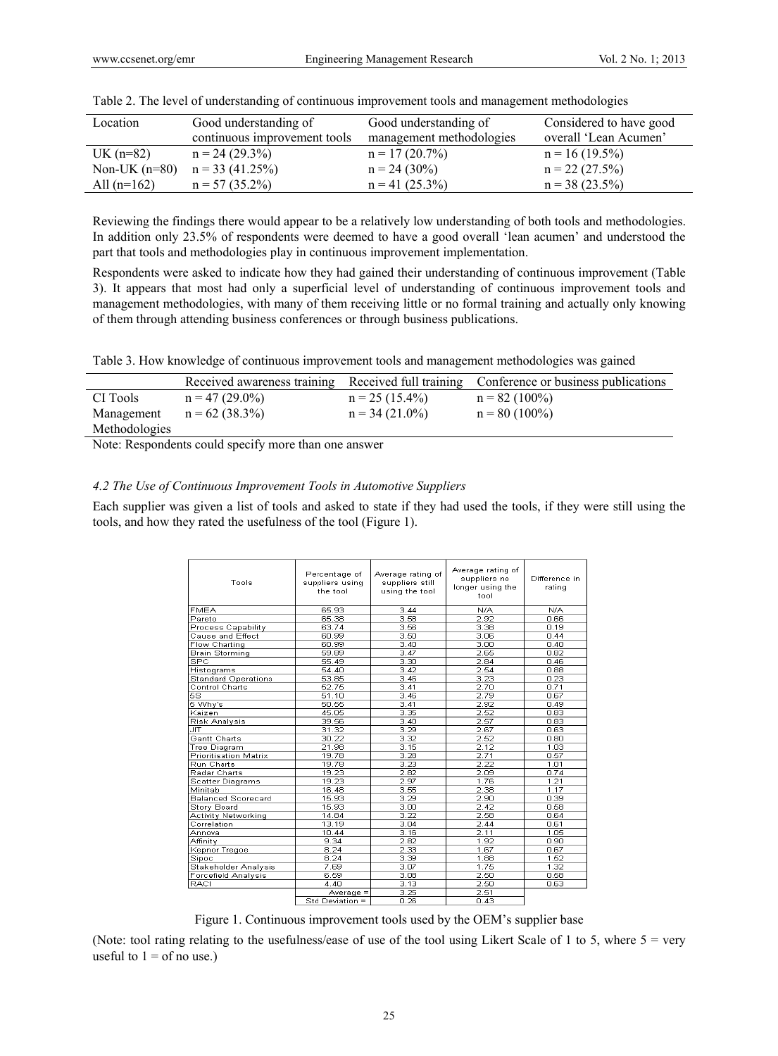Table 2. The level of understanding of continuous improvement tools and management methodologies

| Location | Good understanding of continuous improvement tools | Good understanding of management methodologies | Considered to have good overall 'Lean Acumen' |
|---|---|---|---|
| UK (n=82) | n = 24 (29.3%) | n = 17 (20.7%) | n = 16 (19.5%) |
| Non-UK (n=80) | n = 33 (41.25%) | n = 24 (30%) | n = 22 (27.5%) |
| All (n=162) | n = 57 (35.2%) | n = 41 (25.3%) | n = 38 (23.5%) |

Reviewing the findings there would appear to be a relatively low understanding of both tools and methodologies. In addition only 23.5% of respondents were deemed to have a good overall 'lean acumen' and understood the part that tools and methodologies play in continuous improvement implementation.

Respondents were asked to indicate how they had gained their understanding of continuous improvement (Table 3). It appears that most had only a superficial level of understanding of continuous improvement tools and management methodologies, with many of them receiving little or no formal training and actually only knowing of them through attending business conferences or through business publications.

Table 3. How knowledge of continuous improvement tools and management methodologies was gained

| | Received awareness training | Received full training | Conference or business publications |
|---|---|---|---|
| CI Tools | n = 47 (29.0%) | n = 25 (15.4%) | n = 82 (100%) |
| Management Methodologies | n = 62 (38.3%) | n = 34 (21.0%) | n = 80 (100%) |

Note: Respondents could specify more than one answer

### *4.2 The Use of Continuous Improvement Tools in Automotive Suppliers*

Each supplier was given a list of tools and asked to state if they had used the tools, if they were still using the tools, and how they rated the usefulness of the tool (Figure 1).

| Tools | Percentage of suppliers using the tool | Average rating of suppliers still using the tool | Average rating of suppliers no longer using the tool | Difference in rating |
|---|---|---|---|---|
| FMEA | 65.93 | 3.44 | N/A | N/A |
| Pareto | 65.38 | 3.58 | 2.92 | 0.66 |
| Process Capability | 63.74 | 3.56 | 3.38 | 0.19 |
| Cause and Effect | 60.99 | 3.50 | 3.06 | 0.44 |
| Flow Charting | 60.99 | 3.40 | 3.00 | 0.40 |
| Brain Storming | 59.89 | 3.47 | 2.65 | 0.82 |
| SPC | 55.49 | 3.30 | 2.84 | 0.46 |
| Histograms | 54.40 | 3.42 | 2.54 | 0.88 |
| Standard Operations | 53.85 | 3.46 | 3.23 | 0.23 |
| Control Charts | 52.75 | 3.41 | 2.70 | 0.71 |
| 5S | 51.10 | 3.46 | 2.79 | 0.67 |
| 5 Why's | 50.55 | 3.41 | 2.92 | 0.49 |
| Kaizen | 45.05 | 3.35 | 2.52 | 0.83 |
| Risk Analysis | 39.56 | 3.40 | 2.57 | 0.83 |
| JIT | 31.32 | 3.29 | 2.67 | 0.63 |
| Gantt Charts | 30.22 | 3.32 | 2.52 | 0.80 |
| Tree Diagram | 21.98 | 3.15 | 2.12 | 1.03 |
| Prioritisation Matrix | 19.78 | 3.28 | 2.71 | 0.57 |
| Run Charts | 19.78 | 3.23 | 2.22 | 1.01 |
| Radar Charts | 19.23 | 2.82 | 2.09 | 0.74 |
| Scatter Diagrams | 19.23 | 2.97 | 1.76 | 1.21 |
| Minitab | 16.48 | 3.55 | 2.38 | 1.17 |
| Balanced Scorecard | 15.93 | 3.29 | 2.90 | 0.39 |
| Story Board | 15.93 | 3.00 | 2.42 | 0.58 |
| Activity Networking | 14.84 | 3.22 | 2.58 | 0.64 |
| Correlation | 13.19 | 3.04 | 2.44 | 0.61 |
| Annova | 10.44 | 3.16 | 2.11 | 1.05 |
| Affinity | 9.34 | 2.82 | 1.92 | 0.90 |
| Kepnor Tregoe | 8.24 | 2.33 | 1.67 | 0.67 |
| Sipoc | 8.24 | 3.39 | 1.88 | 1.52 |
| Stakeholder Analysis | 7.69 | 3.07 | 1.75 | 1.32 |
| Forcefield Analysis | 6.59 | 3.08 | 2.50 | 0.58 |
| RACI | 4.40 | 3.13 | 2.50 | 0.63 |
| | Average = | 3.25 | 2.51 | |
| | Std Deviation = | 0.26 | 0.43 | |

Figure 1. Continuous improvement tools used by the OEM's supplier base

(Note: tool rating relating to the usefulness/ease of use of the tool using Likert Scale of 1 to 5, where 5 = very useful to 1 = of no use.)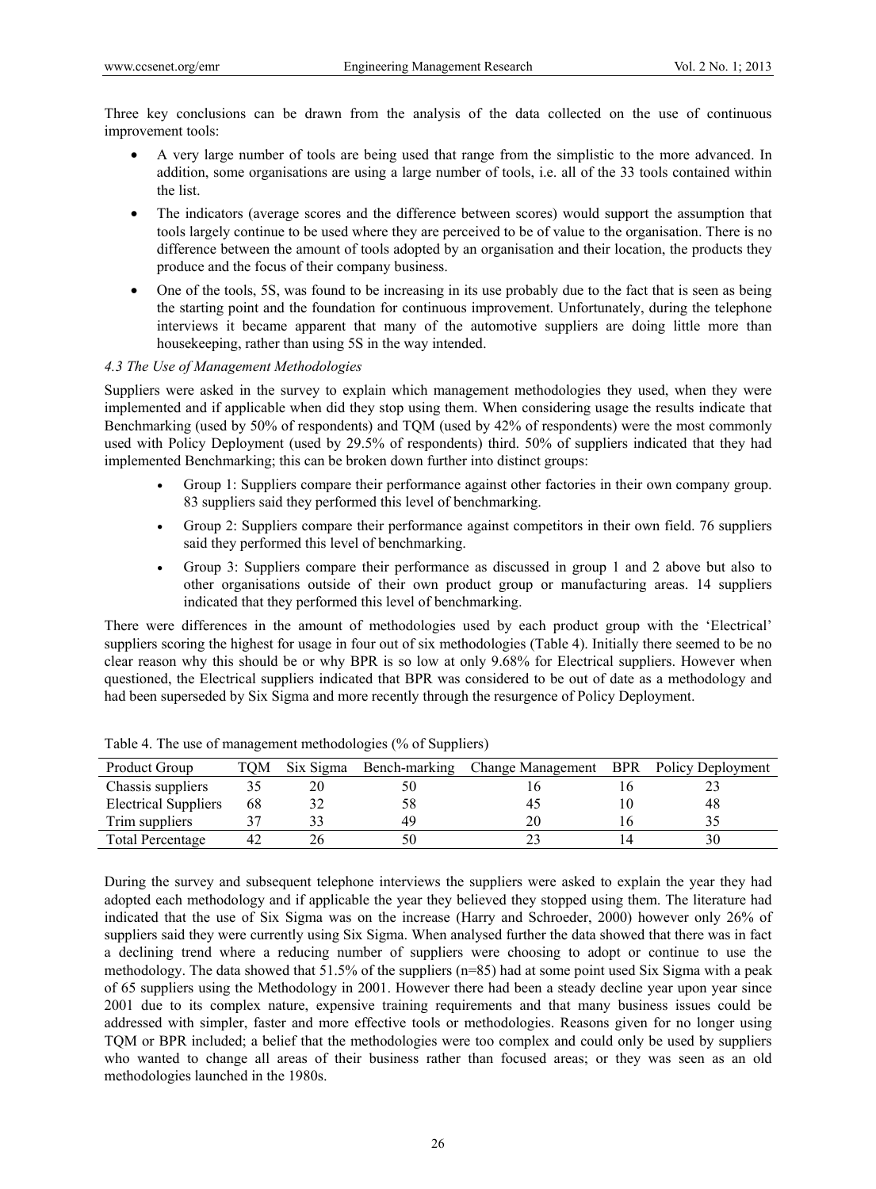Three key conclusions can be drawn from the analysis of the data collected on the use of continuous improvement tools:

- A very large number of tools are being used that range from the simplistic to the more advanced. In addition, some organisations are using a large number of tools, i.e. all of the 33 tools contained within the list.
- The indicators (average scores and the difference between scores) would support the assumption that tools largely continue to be used where they are perceived to be of value to the organisation. There is no difference between the amount of tools adopted by an organisation and their location, the products they produce and the focus of their company business.
- One of the tools, 5S, was found to be increasing in its use probably due to the fact that is seen as being the starting point and the foundation for continuous improvement. Unfortunately, during the telephone interviews it became apparent that many of the automotive suppliers are doing little more than housekeeping, rather than using 5S in the way intended.

### *4.3 The Use of Management Methodologies*

Suppliers were asked in the survey to explain which management methodologies they used, when they were implemented and if applicable when did they stop using them. When considering usage the results indicate that Benchmarking (used by 50% of respondents) and TQM (used by 42% of respondents) were the most commonly used with Policy Deployment (used by 29.5% of respondents) third. 50% of suppliers indicated that they had implemented Benchmarking; this can be broken down further into distinct groups:

- Group 1: Suppliers compare their performance against other factories in their own company group. 83 suppliers said they performed this level of benchmarking.
- Group 2: Suppliers compare their performance against competitors in their own field. 76 suppliers said they performed this level of benchmarking.
- Group 3: Suppliers compare their performance as discussed in group 1 and 2 above but also to other organisations outside of their own product group or manufacturing areas. 14 suppliers indicated that they performed this level of benchmarking.

There were differences in the amount of methodologies used by each product group with the 'Electrical' suppliers scoring the highest for usage in four out of six methodologies (Table 4). Initially there seemed to be no clear reason why this should be or why BPR is so low at only 9.68% for Electrical suppliers. However when questioned, the Electrical suppliers indicated that BPR was considered to be out of date as a methodology and had been superseded by Six Sigma and more recently through the resurgence of Policy Deployment.

Table 4. The use of management methodologies (% of Suppliers)

| Product Group | TQM | Six Sigma | Bench-marking | Change Management | BPR | Policy Deployment |
|---|---|---|---|---|---|---|
| Chassis suppliers | 35 | 20 | 50 | 16 | 16 | 23 |
| Electrical Suppliers | 68 | 32 | 58 | 45 | 10 | 48 |
| Trim suppliers | 37 | 33 | 49 | 20 | 16 | 35 |
| Total Percentage | 42 | 26 | 50 | 23 | 14 | 30 |

During the survey and subsequent telephone interviews the suppliers were asked to explain the year they had adopted each methodology and if applicable the year they believed they stopped using them. The literature had indicated that the use of Six Sigma was on the increase (Harry and Schroeder, 2000) however only 26% of suppliers said they were currently using Six Sigma. When analysed further the data showed that there was in fact a declining trend where a reducing number of suppliers were choosing to adopt or continue to use the methodology. The data showed that 51.5% of the suppliers (n=85) had at some point used Six Sigma with a peak of 65 suppliers using the Methodology in 2001. However there had been a steady decline year upon year since 2001 due to its complex nature, expensive training requirements and that many business issues could be addressed with simpler, faster and more effective tools or methodologies. Reasons given for no longer using TQM or BPR included; a belief that the methodologies were too complex and could only be used by suppliers who wanted to change all areas of their business rather than focused areas; or they was seen as an old methodologies launched in the 1980s.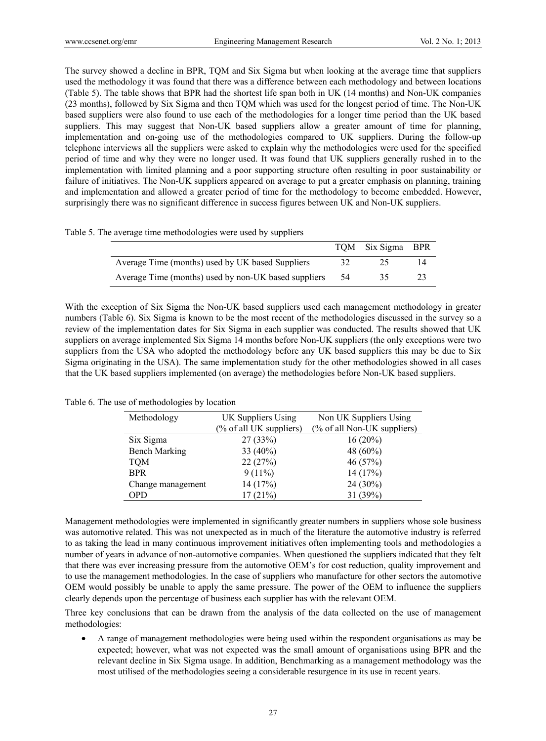The survey showed a decline in BPR, TQM and Six Sigma but when looking at the average time that suppliers used the methodology it was found that there was a difference between each methodology and between locations (Table 5). The table shows that BPR had the shortest life span both in UK (14 months) and Non-UK companies (23 months), followed by Six Sigma and then TQM which was used for the longest period of time. The Non-UK based suppliers were also found to use each of the methodologies for a longer time period than the UK based suppliers. This may suggest that Non-UK based suppliers allow a greater amount of time for planning, implementation and on-going use of the methodologies compared to UK suppliers. During the follow-up telephone interviews all the suppliers were asked to explain why the methodologies were used for the specified period of time and why they were no longer used. It was found that UK suppliers generally rushed in to the implementation with limited planning and a poor supporting structure often resulting in poor sustainability or failure of initiatives. The Non-UK suppliers appeared on average to put a greater emphasis on planning, training and implementation and allowed a greater period of time for the methodology to become embedded. However, surprisingly there was no significant difference in success figures between UK and Non-UK suppliers.

Table 5. The average time methodologies were used by suppliers

| | TQM | Six Sigma | BPR |
|---|---|---|---|
| Average Time (months) used by UK based Suppliers | 32 | 25 | 14 |
| Average Time (months) used by non-UK based suppliers | 54 | 35 | 23 |

With the exception of Six Sigma the Non-UK based suppliers used each management methodology in greater numbers (Table 6). Six Sigma is known to be the most recent of the methodologies discussed in the survey so a review of the implementation dates for Six Sigma in each supplier was conducted. The results showed that UK suppliers on average implemented Six Sigma 14 months before Non-UK suppliers (the only exceptions were two suppliers from the USA who adopted the methodology before any UK based suppliers this may be due to Six Sigma originating in the USA). The same implementation study for the other methodologies showed in all cases that the UK based suppliers implemented (on average) the methodologies before Non-UK based suppliers.

Table 6. The use of methodologies by location

| Methodology | UK Suppliers Using (% of all UK suppliers) | Non UK Suppliers Using (% of all Non-UK suppliers) |
|---|---|---|
| Six Sigma | 27 (33%) | 16 (20%) |
| Bench Marking | 33 (40%) | 48 (60%) |
| TQM | 22 (27%) | 46 (57%) |
| BPR | 9 (11%) | 14 (17%) |
| Change management | 14 (17%) | 24 (30%) |
| OPD | 17 (21%) | 31 (39%) |

Management methodologies were implemented in significantly greater numbers in suppliers whose sole business was automotive related. This was not unexpected as in much of the literature the automotive industry is referred to as taking the lead in many continuous improvement initiatives often implementing tools and methodologies a number of years in advance of non-automotive companies. When questioned the suppliers indicated that they felt that there was ever increasing pressure from the automotive OEM's for cost reduction, quality improvement and to use the management methodologies. In the case of suppliers who manufacture for other sectors the automotive OEM would possibly be unable to apply the same pressure. The power of the OEM to influence the suppliers clearly depends upon the percentage of business each supplier has with the relevant OEM.

Three key conclusions that can be drawn from the analysis of the data collected on the use of management methodologies:

- A range of management methodologies were being used within the respondent organisations as may be expected; however, what was not expected was the small amount of organisations using BPR and the relevant decline in Six Sigma usage. In addition, Benchmarking as a management methodology was the most utilised of the methodologies seeing a considerable resurgence in its use in recent years.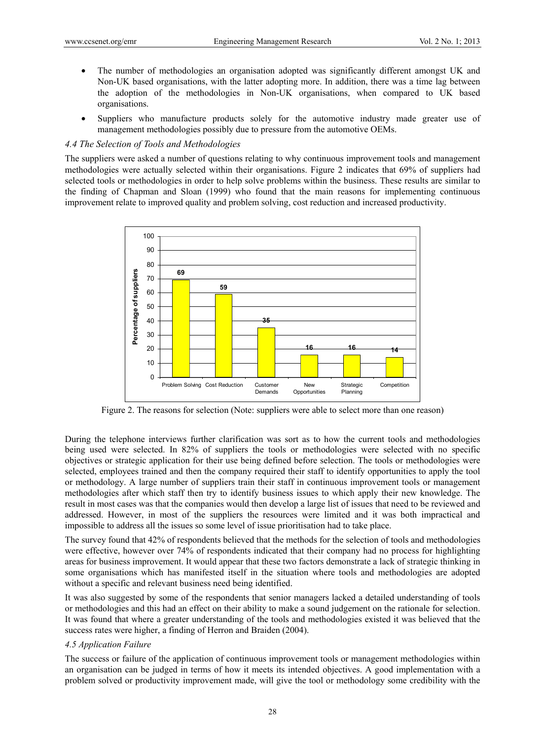- The number of methodologies an organisation adopted was significantly different amongst UK and Non-UK based organisations, with the latter adopting more. In addition, there was a time lag between the adoption of the methodologies in Non-UK organisations, when compared to UK based organisations.
- Suppliers who manufacture products solely for the automotive industry made greater use of management methodologies possibly due to pressure from the automotive OEMs.

### *4.4 The Selection of Tools and Methodologies*

The suppliers were asked a number of questions relating to why continuous improvement tools and management methodologies were actually selected within their organisations. Figure 2 indicates that 69% of suppliers had selected tools or methodologies in order to help solve problems within the business. These results are similar to the finding of Chapman and Sloan (1999) who found that the main reasons for implementing continuous improvement relate to improved quality and problem solving, cost reduction and increased productivity.

Percentage of suppliers

100
90
80
70
60
50
40
30
20
10
0

69
59
35
16
16
14

Problem Solving
Cost Reduction
Customer Demands
New Opportunities
Strategic Planning
Competition

Figure 2. The reasons for selection (Note: suppliers were able to select more than one reason)

During the telephone interviews further clarification was sort as to how the current tools and methodologies being used were selected. In 82% of suppliers the tools or methodologies were selected with no specific objectives or strategic application for their use being defined before selection. The tools or methodologies were selected, employees trained and then the company required their staff to identify opportunities to apply the tool or methodology. A large number of suppliers train their staff in continuous improvement tools or management methodologies after which staff then try to identify business issues to which apply their new knowledge. The result in most cases was that the companies would then develop a large list of issues that need to be reviewed and addressed. However, in most of the suppliers the resources were limited and it was both impractical and impossible to address all the issues so some level of issue prioritisation had to take place.

The survey found that 42% of respondents believed that the methods for the selection of tools and methodologies were effective, however over 74% of respondents indicated that their company had no process for highlighting areas for business improvement. It would appear that these two factors demonstrate a lack of strategic thinking in some organisations which has manifested itself in the situation where tools and methodologies are adopted without a specific and relevant business need being identified.

It was also suggested by some of the respondents that senior managers lacked a detailed understanding of tools or methodologies and this had an effect on their ability to make a sound judgement on the rationale for selection. It was found that where a greater understanding of the tools and methodologies existed it was believed that the success rates were higher, a finding of Herron and Braiden (2004).

### *4.5 Application Failure*

The success or failure of the application of continuous improvement tools or management methodologies within an organisation can be judged in terms of how it meets its intended objectives. A good implementation with a problem solved or productivity improvement made, will give the tool or methodology some credibility with the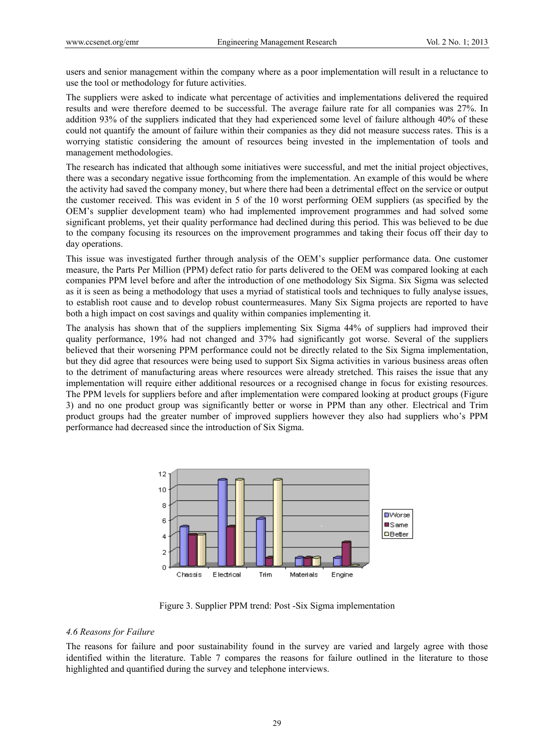users and senior management within the company where as a poor implementation will result in a reluctance to use the tool or methodology for future activities.

The suppliers were asked to indicate what percentage of activities and implementations delivered the required results and were therefore deemed to be successful. The average failure rate for all companies was 27%. In addition 93% of the suppliers indicated that they had experienced some level of failure although 40% of these could not quantify the amount of failure within their companies as they did not measure success rates. This is a worrying statistic considering the amount of resources being invested in the implementation of tools and management methodologies.

The research has indicated that although some initiatives were successful, and met the initial project objectives, there was a secondary negative issue forthcoming from the implementation. An example of this would be where the activity had saved the company money, but where there had been a detrimental effect on the service or output the customer received. This was evident in 5 of the 10 worst performing OEM suppliers (as specified by the OEM's supplier development team) who had implemented improvement programmes and had solved some significant problems, yet their quality performance had declined during this period. This was believed to be due to the company focusing its resources on the improvement programmes and taking their focus off their day to day operations.

This issue was investigated further through analysis of the OEM's supplier performance data. One customer measure, the Parts Per Million (PPM) defect ratio for parts delivered to the OEM was compared looking at each companies PPM level before and after the introduction of one methodology Six Sigma. Six Sigma was selected as it is seen as being a methodology that uses a myriad of statistical tools and techniques to fully analyse issues, to establish root cause and to develop robust countermeasures. Many Six Sigma projects are reported to have both a high impact on cost savings and quality within companies implementing it.

The analysis has shown that of the suppliers implementing Six Sigma 44% of suppliers had improved their quality performance, 19% had not changed and 37% had significantly got worse. Several of the suppliers believed that their worsening PPM performance could not be directly related to the Six Sigma implementation, but they did agree that resources were being used to support Six Sigma activities in various business areas often to the detriment of manufacturing areas where resources were already stretched. This raises the issue that any implementation will require either additional resources or a recognised change in focus for existing resources. The PPM levels for suppliers before and after implementation were compared looking at product groups (Figure 3) and no one product group was significantly better or worse in PPM than any other. Electrical and Trim product groups had the greater number of improved suppliers however they also had suppliers who's PPM performance had decreased since the introduction of Six Sigma.

Figure 3. Supplier PPM trend: Post -Six Sigma implementation

### *4.6 Reasons for Failure*

The reasons for failure and poor sustainability found in the survey are varied and largely agree with those identified within the literature. Table 7 compares the reasons for failure outlined in the literature to those highlighted and quantified during the survey and telephone interviews.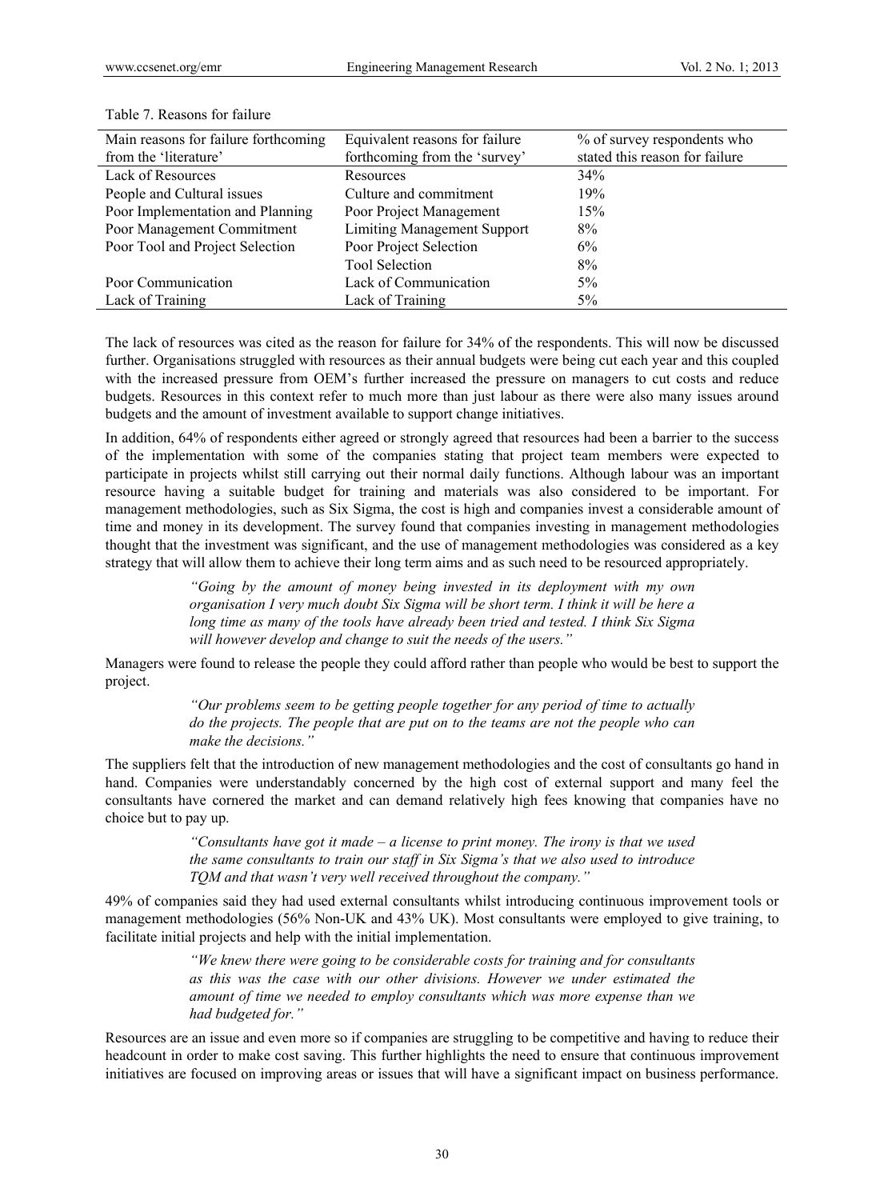Table 7. Reasons for failure

| Main reasons for failure forthcoming from the 'literature' | Equivalent reasons for failure forthcoming from the 'survey' | % of survey respondents who stated this reason for failure |
|---|---|---|
| Lack of Resources | Resources | 34% |
| People and Cultural issues | Culture and commitment | 19% |
| Poor Implementation and Planning | Poor Project Management | 15% |
| Poor Management Commitment | Limiting Management Support | 8% |
| Poor Tool and Project Selection | Poor Project Selection | 6% |
| | Tool Selection | 8% |
| Poor Communication | Lack of Communication | 5% |
| Lack of Training | Lack of Training | 5% |

The lack of resources was cited as the reason for failure for 34% of the respondents. This will now be discussed further. Organisations struggled with resources as their annual budgets were being cut each year and this coupled with the increased pressure from OEM's further increased the pressure on managers to cut costs and reduce budgets. Resources in this context refer to much more than just labour as there were also many issues around budgets and the amount of investment available to support change initiatives.

In addition, 64% of respondents either agreed or strongly agreed that resources had been a barrier to the success of the implementation with some of the companies stating that project team members were expected to participate in projects whilst still carrying out their normal daily functions. Although labour was an important resource having a suitable budget for training and materials was also considered to be important. For management methodologies, such as Six Sigma, the cost is high and companies invest a considerable amount of time and money in its development. The survey found that companies investing in management methodologies thought that the investment was significant, and the use of management methodologies was considered as a key strategy that will allow them to achieve their long term aims and as such need to be resourced appropriately.

> *"Going by the amount of money being invested in its deployment with my own organisation I very much doubt Six Sigma will be short term. I think it will be here a long time as many of the tools have already been tried and tested. I think Six Sigma will however develop and change to suit the needs of the users."*

Managers were found to release the people they could afford rather than people who would be best to support the project.

> *"Our problems seem to be getting people together for any period of time to actually do the projects. The people that are put on to the teams are not the people who can make the decisions."*

The suppliers felt that the introduction of new management methodologies and the cost of consultants go hand in hand. Companies were understandably concerned by the high cost of external support and many feel the consultants have cornered the market and can demand relatively high fees knowing that companies have no choice but to pay up.

> *"Consultants have got it made – a license to print money. The irony is that we used the same consultants to train our staff in Six Sigma's that we also used to introduce TQM and that wasn't very well received throughout the company."*

49% of companies said they had used external consultants whilst introducing continuous improvement tools or management methodologies (56% Non-UK and 43% UK). Most consultants were employed to give training, to facilitate initial projects and help with the initial implementation.

> *"We knew there were going to be considerable costs for training and for consultants as this was the case with our other divisions. However we under estimated the amount of time we needed to employ consultants which was more expense than we had budgeted for."*

Resources are an issue and even more so if companies are struggling to be competitive and having to reduce their headcount in order to make cost saving. This further highlights the need to ensure that continuous improvement initiatives are focused on improving areas or issues that will have a significant impact on business performance.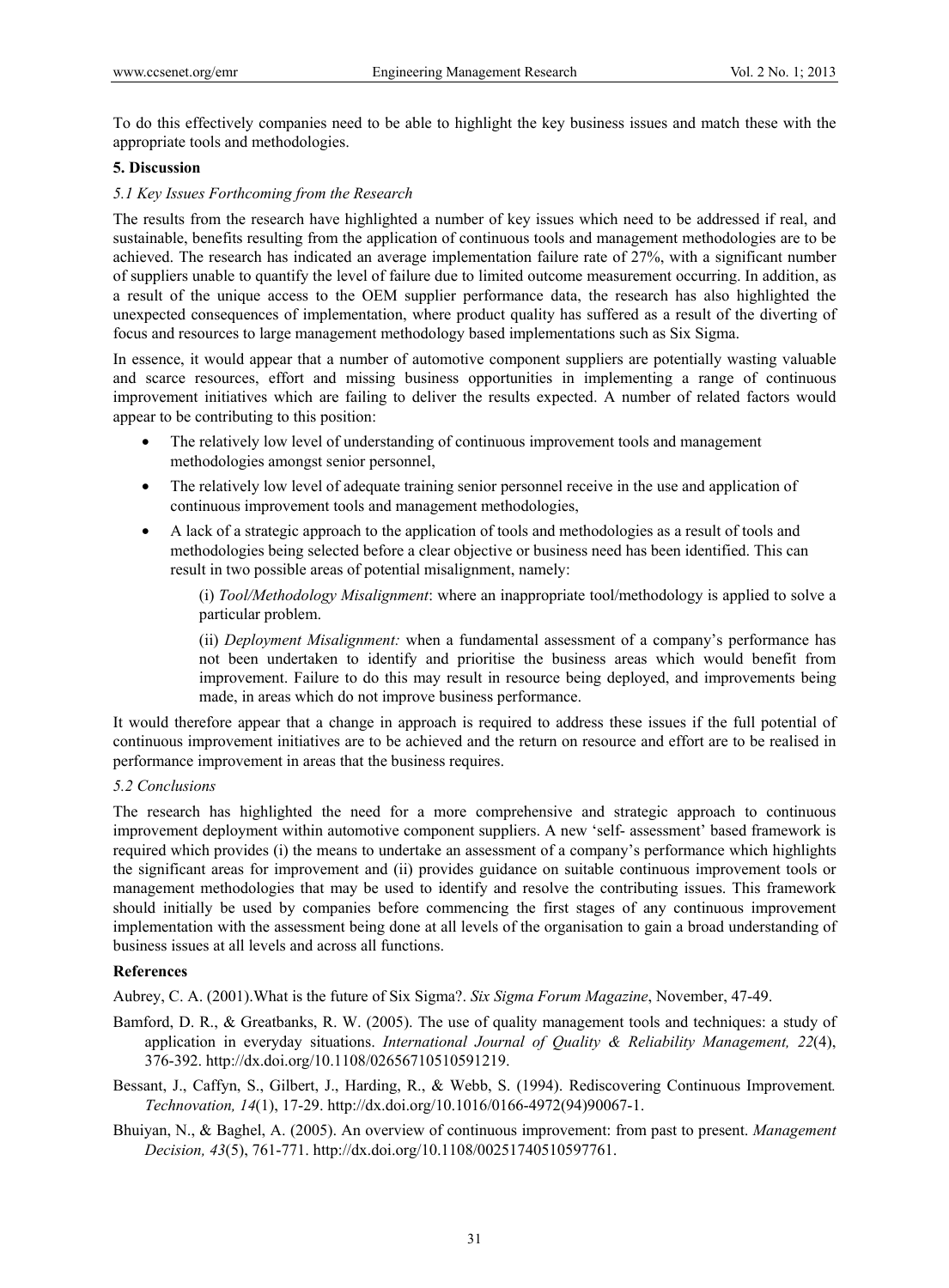To do this effectively companies need to be able to highlight the key business issues and match these with the appropriate tools and methodologies.

## 5. Discussion

### *5.1 Key Issues Forthcoming from the Research*

The results from the research have highlighted a number of key issues which need to be addressed if real, and sustainable, benefits resulting from the application of continuous tools and management methodologies are to be achieved. The research has indicated an average implementation failure rate of 27%, with a significant number of suppliers unable to quantify the level of failure due to limited outcome measurement occurring. In addition, as a result of the unique access to the OEM supplier performance data, the research has also highlighted the unexpected consequences of implementation, where product quality has suffered as a result of the diverting of focus and resources to large management methodology based implementations such as Six Sigma.

In essence, it would appear that a number of automotive component suppliers are potentially wasting valuable and scarce resources, effort and missing business opportunities in implementing a range of continuous improvement initiatives which are failing to deliver the results expected. A number of related factors would appear to be contributing to this position:

- The relatively low level of understanding of continuous improvement tools and management methodologies amongst senior personnel,
- The relatively low level of adequate training senior personnel receive in the use and application of continuous improvement tools and management methodologies,
- A lack of a strategic approach to the application of tools and methodologies as a result of tools and methodologies being selected before a clear objective or business need has been identified. This can result in two possible areas of potential misalignment, namely:

  (i) *Tool/Methodology Misalignment*: where an inappropriate tool/methodology is applied to solve a particular problem.

  (ii) *Deployment Misalignment:* when a fundamental assessment of a company's performance has not been undertaken to identify and prioritise the business areas which would benefit from improvement. Failure to do this may result in resource being deployed, and improvements being made, in areas which do not improve business performance.

It would therefore appear that a change in approach is required to address these issues if the full potential of continuous improvement initiatives are to be achieved and the return on resource and effort are to be realised in performance improvement in areas that the business requires.

### *5.2 Conclusions*

The research has highlighted the need for a more comprehensive and strategic approach to continuous improvement deployment within automotive component suppliers. A new 'self- assessment' based framework is required which provides (i) the means to undertake an assessment of a company's performance which highlights the significant areas for improvement and (ii) provides guidance on suitable continuous improvement tools or management methodologies that may be used to identify and resolve the contributing issues. This framework should initially be used by companies before commencing the first stages of any continuous improvement implementation with the assessment being done at all levels of the organisation to gain a broad understanding of business issues at all levels and across all functions.

## References

Aubrey, C. A. (2001).What is the future of Six Sigma?. *Six Sigma Forum Magazine*, November, 47-49.

Bamford, D. R., & Greatbanks, R. W. (2005). The use of quality management tools and techniques: a study of application in everyday situations. *International Journal of Quality & Reliability Management, 22*(4), 376-392. http://dx.doi.org/10.1108/02656710510591219.

Bessant, J., Caffyn, S., Gilbert, J., Harding, R., & Webb, S. (1994). Rediscovering Continuous Improvement*. Technovation, 14*(1), 17-29. http://dx.doi.org/10.1016/0166-4972(94)90067-1.

Bhuiyan, N., & Baghel, A. (2005). An overview of continuous improvement: from past to present. *Management Decision, 43*(5), 761-771. http://dx.doi.org/10.1108/00251740510597761.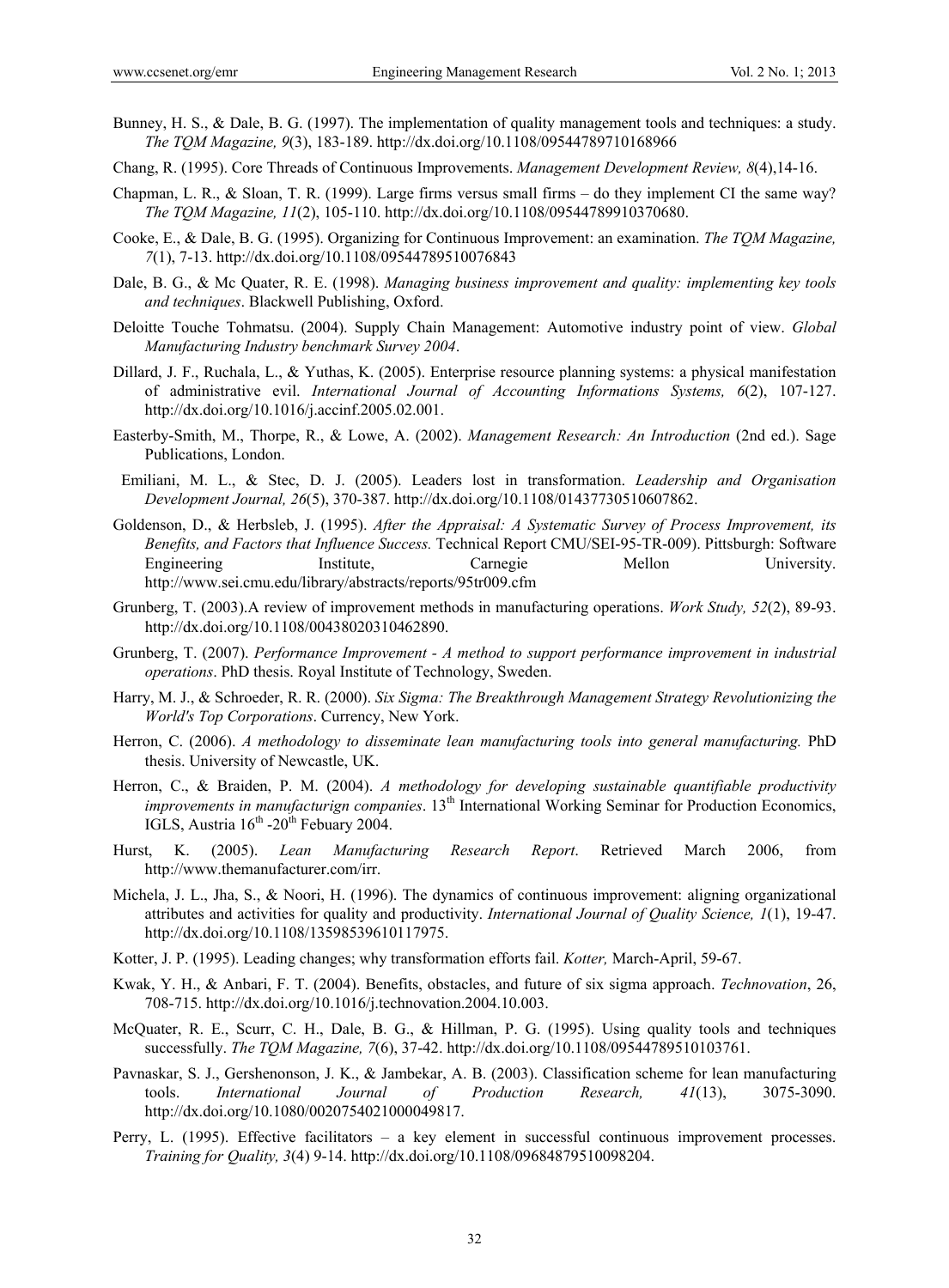Bunney, H. S., & Dale, B. G. (1997). The implementation of quality management tools and techniques: a study. *The TQM Magazine, 9*(3), 183-189. http://dx.doi.org/10.1108/09544789710168966

Chang, R. (1995). Core Threads of Continuous Improvements. *Management Development Review, 8*(4),14-16.

Chapman, L. R., & Sloan, T. R. (1999). Large firms versus small firms – do they implement CI the same way? *The TQM Magazine, 11*(2), 105-110. http://dx.doi.org/10.1108/09544789910370680.

Cooke, E., & Dale, B. G. (1995). Organizing for Continuous Improvement: an examination. *The TQM Magazine, 7*(1), 7-13. http://dx.doi.org/10.1108/09544789510076843

Dale, B. G., & Mc Quater, R. E. (1998). *Managing business improvement and quality: implementing key tools and techniques*. Blackwell Publishing, Oxford.

Deloitte Touche Tohmatsu. (2004). Supply Chain Management: Automotive industry point of view. *Global Manufacturing Industry benchmark Survey 2004*.

Dillard, J. F., Ruchala, L., & Yuthas, K. (2005). Enterprise resource planning systems: a physical manifestation of administrative evil. *International Journal of Accounting Informations Systems, 6*(2), 107-127. http://dx.doi.org/10.1016/j.accinf.2005.02.001.

Easterby-Smith, M., Thorpe, R., & Lowe, A. (2002). *Management Research: An Introduction* (2nd ed.). Sage Publications, London.

Emiliani, M. L., & Stec, D. J. (2005). Leaders lost in transformation. *Leadership and Organisation Development Journal, 26*(5), 370-387. http://dx.doi.org/10.1108/01437730510607862.

Goldenson, D., & Herbsleb, J. (1995). *After the Appraisal: A Systematic Survey of Process Improvement, its Benefits, and Factors that Influence Success.* Technical Report CMU/SEI-95-TR-009). Pittsburgh: Software Engineering Institute, Carnegie Mellon University. http://www.sei.cmu.edu/library/abstracts/reports/95tr009.cfm

Grunberg, T. (2003).A review of improvement methods in manufacturing operations. *Work Study, 52*(2), 89-93. http://dx.doi.org/10.1108/00438020310462890.

Grunberg, T. (2007). *Performance Improvement - A method to support performance improvement in industrial operations*. PhD thesis. Royal Institute of Technology, Sweden.

Harry, M. J., & Schroeder, R. R. (2000). *Six Sigma: The Breakthrough Management Strategy Revolutionizing the World's Top Corporations*. Currency, New York.

Herron, C. (2006). *A methodology to disseminate lean manufacturing tools into general manufacturing.* PhD thesis. University of Newcastle, UK.

Herron, C., & Braiden, P. M. (2004). *A methodology for developing sustainable quantifiable productivity improvements in manufacturign companies*. 13th International Working Seminar for Production Economics, IGLS, Austria 16th -20th Febuary 2004.

Hurst, K. (2005). *Lean Manufacturing Research Report*. Retrieved March 2006, from http://www.themanufacturer.com/irr.

Michela, J. L., Jha, S., & Noori, H. (1996). The dynamics of continuous improvement: aligning organizational attributes and activities for quality and productivity. *International Journal of Quality Science, 1*(1), 19-47. http://dx.doi.org/10.1108/13598539610117975.

Kotter, J. P. (1995). Leading changes; why transformation efforts fail. *Kotter,* March-April, 59-67.

Kwak, Y. H., & Anbari, F. T. (2004). Benefits, obstacles, and future of six sigma approach. *Technovation*, 26, 708-715. http://dx.doi.org/10.1016/j.technovation.2004.10.003.

McQuater, R. E., Scurr, C. H., Dale, B. G., & Hillman, P. G. (1995). Using quality tools and techniques successfully. *The TQM Magazine, 7*(6), 37-42. http://dx.doi.org/10.1108/09544789510103761.

Pavnaskar, S. J., Gershenonson, J. K., & Jambekar, A. B. (2003). Classification scheme for lean manufacturing tools. *International Journal of Production Research, 41*(13), 3075-3090. http://dx.doi.org/10.1080/0020754021000049817.

Perry, L. (1995). Effective facilitators – a key element in successful continuous improvement processes. *Training for Quality, 3*(4) 9-14. http://dx.doi.org/10.1108/09684879510098204.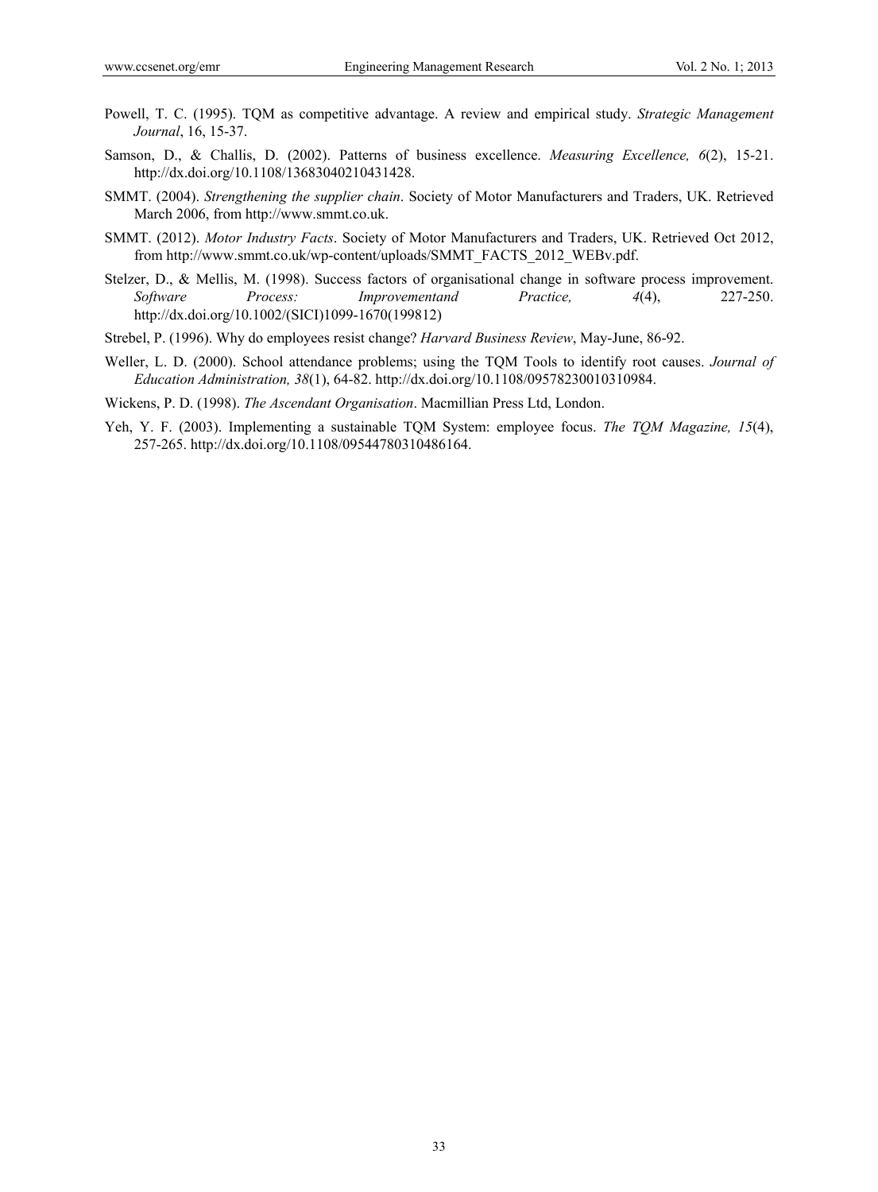Powell, T. C. (1995). TQM as competitive advantage. A review and empirical study. *Strategic Management Journal*, 16, 15-37.

Samson, D., & Challis, D. (2002). Patterns of business excellence. *Measuring Excellence, 6*(2), 15-21. http://dx.doi.org/10.1108/13683040210431428.

SMMT. (2004). *Strengthening the supplier chain*. Society of Motor Manufacturers and Traders, UK. Retrieved March 2006, from http://www.smmt.co.uk.

SMMT. (2012). *Motor Industry Facts*. Society of Motor Manufacturers and Traders, UK. Retrieved Oct 2012, from http://www.smmt.co.uk/wp-content/uploads/SMMT_FACTS_2012_WEBv.pdf.

Stelzer, D., & Mellis, M. (1998). Success factors of organisational change in software process improvement. *Software Process: Improvementand Practice, 4*(4), 227-250. http://dx.doi.org/10.1002/(SICI)1099-1670(199812)

Strebel, P. (1996). Why do employees resist change? *Harvard Business Review*, May-June, 86-92.

Weller, L. D. (2000). School attendance problems; using the TQM Tools to identify root causes. *Journal of Education Administration, 38*(1), 64-82. http://dx.doi.org/10.1108/09578230010310984.

Wickens, P. D. (1998). *The Ascendant Organisation*. Macmillian Press Ltd, London.

Yeh, Y. F. (2003). Implementing a sustainable TQM System: employee focus. *The TQM Magazine, 15*(4), 257-265. http://dx.doi.org/10.1108/09544780310486164.